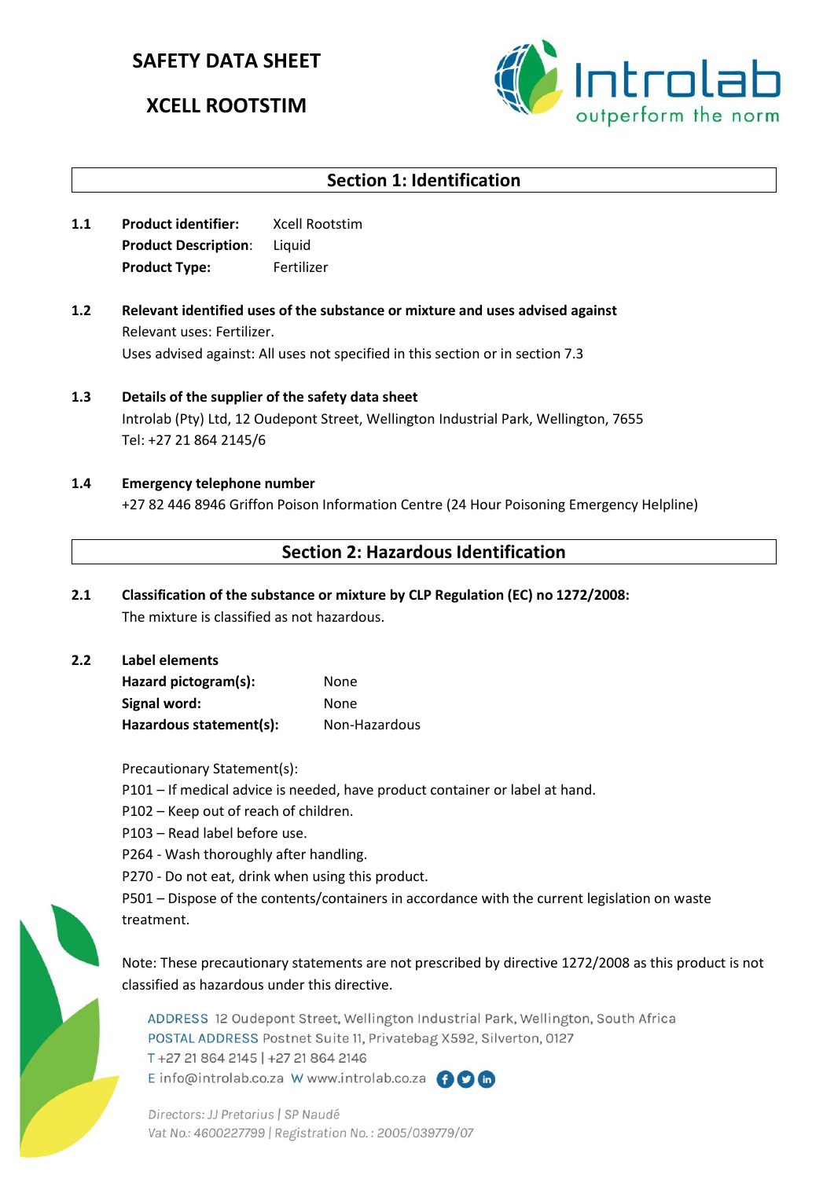# SAFETY DATA SHEET

# XCELL ROOTSTIM

## Section 1: Identification

**1.1** **Product identifier:** Xcell Rootstim
**Product Description**: Liquid
**Product Type:** Fertilizer

**1.2** **Relevant identified uses of the substance or mixture and uses advised against**
Relevant uses: Fertilizer.
Uses advised against: All uses not specified in this section or in section 7.3

**1.3** **Details of the supplier of the safety data sheet**
Introlab (Pty) Ltd, 12 Oudepont Street, Wellington Industrial Park, Wellington, 7655
Tel: +27 21 864 2145/6

**1.4** **Emergency telephone number**
+27 82 446 8946 Griffon Poison Information Centre (24 Hour Poisoning Emergency Helpline)

## Section 2: Hazardous Identification

**2.1** **Classification of the substance or mixture by CLP Regulation (EC) no 1272/2008:**
The mixture is classified as not hazardous.

**2.2** **Label elements**
**Hazard pictogram(s):** None
**Signal word:** None
**Hazardous statement(s):** Non-Hazardous

Precautionary Statement(s):
P101 – If medical advice is needed, have product container or label at hand.
P102 – Keep out of reach of children.
P103 – Read label before use.
P264 - Wash thoroughly after handling.
P270 - Do not eat, drink when using this product.
P501 – Dispose of the contents/containers in accordance with the current legislation on waste treatment.

Note: These precautionary statements are not prescribed by directive 1272/2008 as this product is not classified as hazardous under this directive.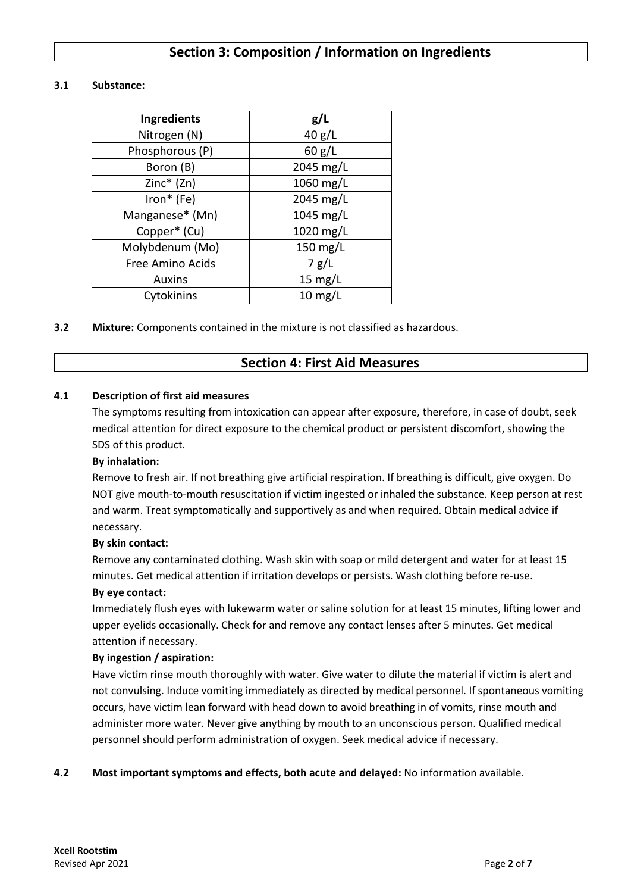## Section 3: Composition / Information on Ingredients

**3.1 Substance:**

| Ingredients | g/L |
|---|---|
| Nitrogen (N) | 40 g/L |
| Phosphorous (P) | 60 g/L |
| Boron (B) | 2045 mg/L |
| Zinc* (Zn) | 1060 mg/L |
| Iron* (Fe) | 2045 mg/L |
| Manganese* (Mn) | 1045 mg/L |
| Copper* (Cu) | 1020 mg/L |
| Molybdenum (Mo) | 150 mg/L |
| Free Amino Acids | 7 g/L |
| Auxins | 15 mg/L |
| Cytokinins | 10 mg/L |

**3.2 Mixture:** Components contained in the mixture is not classified as hazardous.

## Section 4: First Aid Measures

**4.1 Description of first aid measures**

The symptoms resulting from intoxication can appear after exposure, therefore, in case of doubt, seek medical attention for direct exposure to the chemical product or persistent discomfort, showing the SDS of this product.

**By inhalation:**

Remove to fresh air. If not breathing give artificial respiration. If breathing is difficult, give oxygen. Do NOT give mouth-to-mouth resuscitation if victim ingested or inhaled the substance. Keep person at rest and warm. Treat symptomatically and supportively as and when required. Obtain medical advice if necessary.

**By skin contact:**

Remove any contaminated clothing. Wash skin with soap or mild detergent and water for at least 15 minutes. Get medical attention if irritation develops or persists. Wash clothing before re-use.

**By eye contact:**

Immediately flush eyes with lukewarm water or saline solution for at least 15 minutes, lifting lower and upper eyelids occasionally. Check for and remove any contact lenses after 5 minutes. Get medical attention if necessary.

**By ingestion / aspiration:**

Have victim rinse mouth thoroughly with water. Give water to dilute the material if victim is alert and not convulsing. Induce vomiting immediately as directed by medical personnel. If spontaneous vomiting occurs, have victim lean forward with head down to avoid breathing in of vomits, rinse mouth and administer more water. Never give anything by mouth to an unconscious person. Qualified medical personnel should perform administration of oxygen. Seek medical advice if necessary.

**4.2 Most important symptoms and effects, both acute and delayed:** No information available.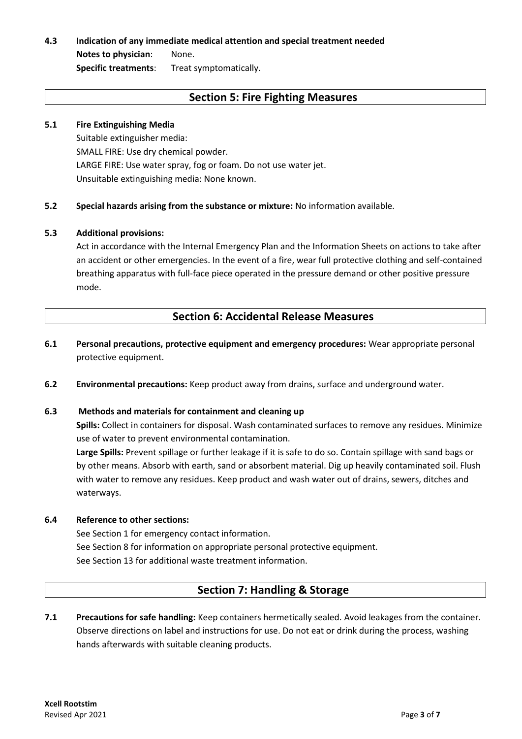**4.3 Indication of any immediate medical attention and special treatment needed**

**Notes to physician**: None.

**Specific treatments**: Treat symptomatically.

## Section 5: Fire Fighting Measures

**5.1 Fire Extinguishing Media**

Suitable extinguisher media:
SMALL FIRE: Use dry chemical powder.
LARGE FIRE: Use water spray, fog or foam. Do not use water jet.
Unsuitable extinguishing media: None known.

**5.2 Special hazards arising from the substance or mixture:** No information available.

**5.3 Additional provisions:**

Act in accordance with the Internal Emergency Plan and the Information Sheets on actions to take after an accident or other emergencies. In the event of a fire, wear full protective clothing and self-contained breathing apparatus with full-face piece operated in the pressure demand or other positive pressure mode.

## Section 6: Accidental Release Measures

**6.1 Personal precautions, protective equipment and emergency procedures:** Wear appropriate personal protective equipment.

**6.2 Environmental precautions:** Keep product away from drains, surface and underground water.

**6.3 Methods and materials for containment and cleaning up**

**Spills:** Collect in containers for disposal. Wash contaminated surfaces to remove any residues. Minimize use of water to prevent environmental contamination.

**Large Spills:** Prevent spillage or further leakage if it is safe to do so. Contain spillage with sand bags or by other means. Absorb with earth, sand or absorbent material. Dig up heavily contaminated soil. Flush with water to remove any residues. Keep product and wash water out of drains, sewers, ditches and waterways.

**6.4 Reference to other sections:**

See Section 1 for emergency contact information.
See Section 8 for information on appropriate personal protective equipment.
See Section 13 for additional waste treatment information.

## Section 7: Handling & Storage

**7.1 Precautions for safe handling:** Keep containers hermetically sealed. Avoid leakages from the container. Observe directions on label and instructions for use. Do not eat or drink during the process, washing hands afterwards with suitable cleaning products.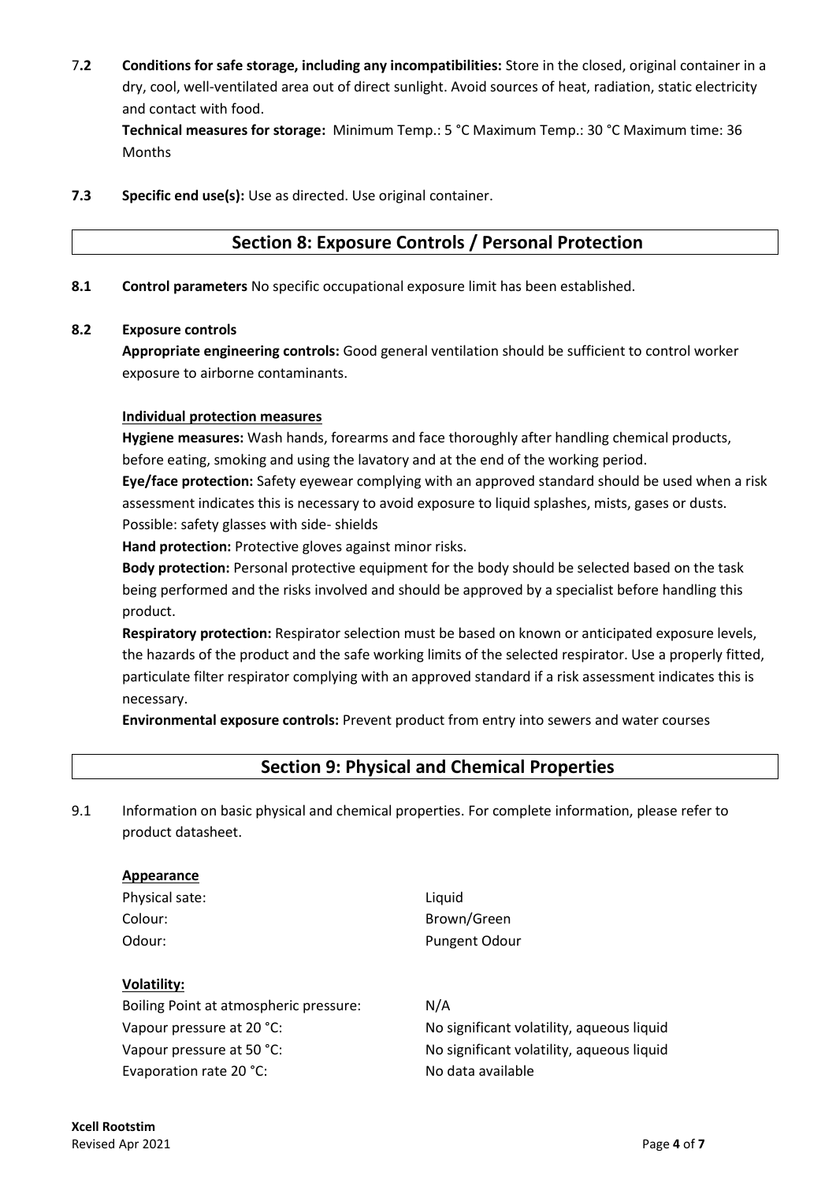7.**2** **Conditions for safe storage, including any incompatibilities:** Store in the closed, original container in a dry, cool, well-ventilated area out of direct sunlight. Avoid sources of heat, radiation, static electricity and contact with food.

**Technical measures for storage:** Minimum Temp.: 5 °C Maximum Temp.: 30 °C Maximum time: 36 Months

**7.3** **Specific end use(s):** Use as directed. Use original container.

## Section 8: Exposure Controls / Personal Protection

**8.1** **Control parameters** No specific occupational exposure limit has been established.

**8.2** **Exposure controls**

**Appropriate engineering controls:** Good general ventilation should be sufficient to control worker exposure to airborne contaminants.

**Individual protection measures**

**Hygiene measures:** Wash hands, forearms and face thoroughly after handling chemical products, before eating, smoking and using the lavatory and at the end of the working period.

**Eye/face protection:** Safety eyewear complying with an approved standard should be used when a risk assessment indicates this is necessary to avoid exposure to liquid splashes, mists, gases or dusts. Possible: safety glasses with side- shields

**Hand protection:** Protective gloves against minor risks.

**Body protection:** Personal protective equipment for the body should be selected based on the task being performed and the risks involved and should be approved by a specialist before handling this product.

**Respiratory protection:** Respirator selection must be based on known or anticipated exposure levels, the hazards of the product and the safe working limits of the selected respirator. Use a properly fitted, particulate filter respirator complying with an approved standard if a risk assessment indicates this is necessary.

**Environmental exposure controls:** Prevent product from entry into sewers and water courses

## Section 9: Physical and Chemical Properties

9.1 Information on basic physical and chemical properties. For complete information, please refer to product datasheet.

**Appearance**

| | |
|---|---|
| Physical sate: | Liquid |
| Colour: | Brown/Green |
| Odour: | Pungent Odour |

**Volatility:**

| | |
|---|---|
| Boiling Point at atmospheric pressure: | N/A |
| Vapour pressure at 20 °C: | No significant volatility, aqueous liquid |
| Vapour pressure at 50 °C: | No significant volatility, aqueous liquid |
| Evaporation rate 20 °C: | No data available |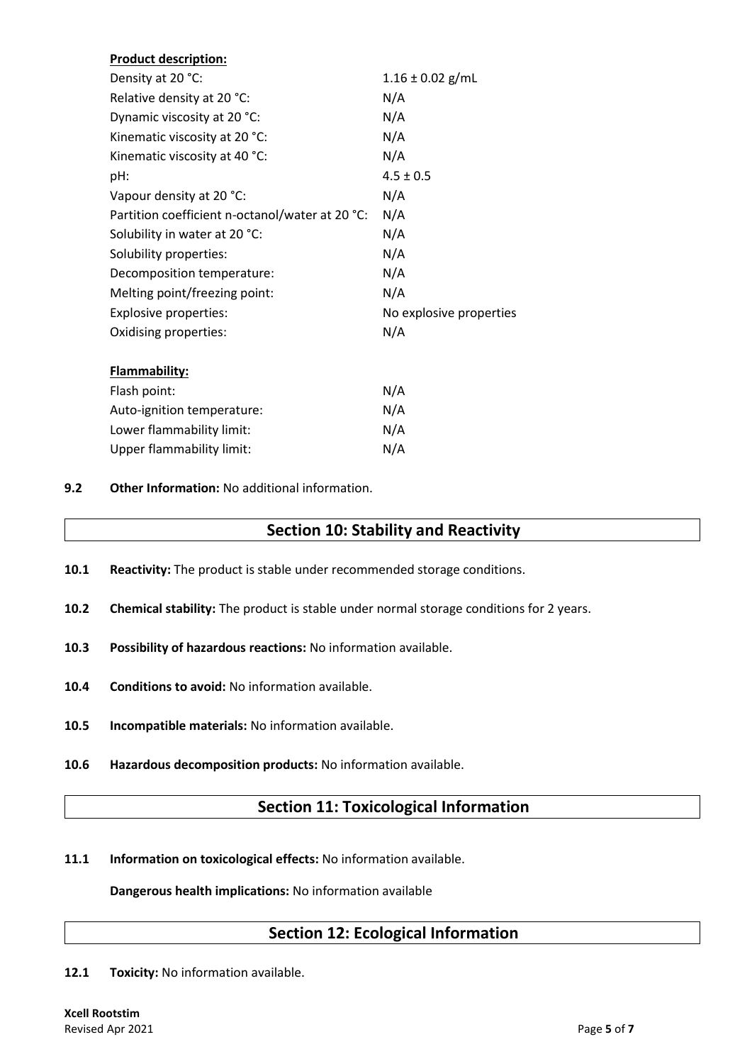**Product description:**

| | |
|---|---|
| Density at 20 °C: | 1.16 ± 0.02 g/mL |
| Relative density at 20 °C: | N/A |
| Dynamic viscosity at 20 °C: | N/A |
| Kinematic viscosity at 20 °C: | N/A |
| Kinematic viscosity at 40 °C: | N/A |
| pH: | 4.5 ± 0.5 |
| Vapour density at 20 °C: | N/A |
| Partition coefficient n-octanol/water at 20 °C: | N/A |
| Solubility in water at 20 °C: | N/A |
| Solubility properties: | N/A |
| Decomposition temperature: | N/A |
| Melting point/freezing point: | N/A |
| Explosive properties: | No explosive properties |
| Oxidising properties: | N/A |

**Flammability:**

| | |
|---|---|
| Flash point: | N/A |
| Auto-ignition temperature: | N/A |
| Lower flammability limit: | N/A |
| Upper flammability limit: | N/A |

**9.2 Other Information:** No additional information.

## Section 10: Stability and Reactivity

**10.1 Reactivity:** The product is stable under recommended storage conditions.

**10.2 Chemical stability:** The product is stable under normal storage conditions for 2 years.

**10.3 Possibility of hazardous reactions:** No information available.

**10.4 Conditions to avoid:** No information available.

**10.5 Incompatible materials:** No information available.

**10.6 Hazardous decomposition products:** No information available.

## Section 11: Toxicological Information

**11.1 Information on toxicological effects:** No information available.

**Dangerous health implications:** No information available

## Section 12: Ecological Information

**12.1 Toxicity:** No information available.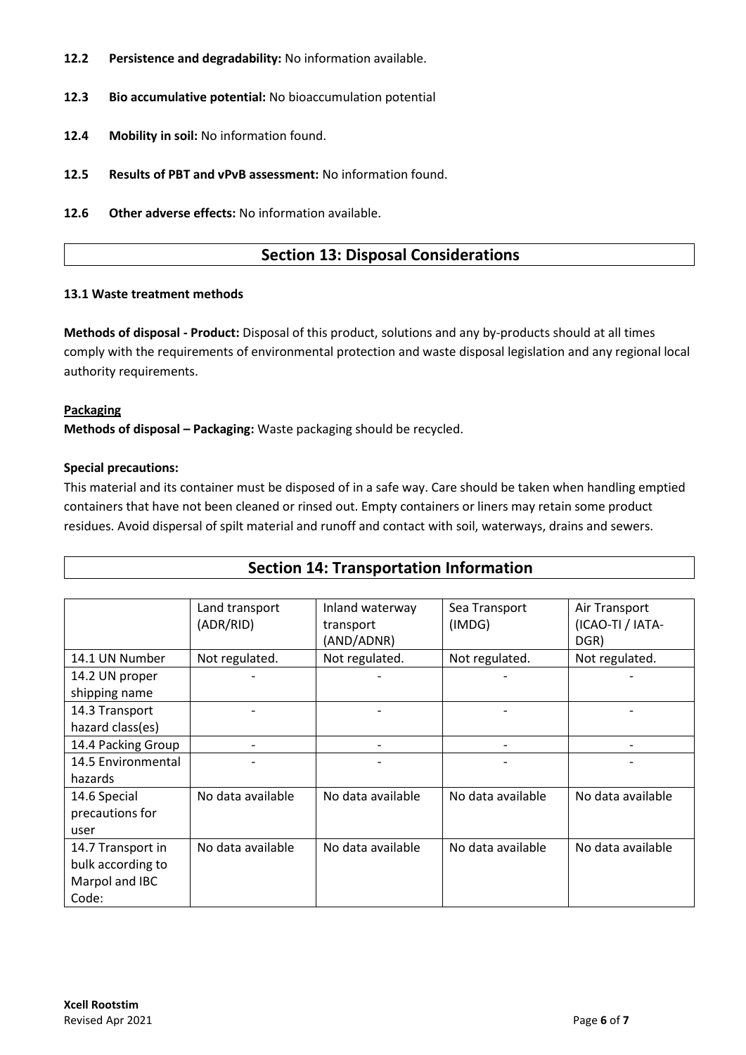**12.2 Persistence and degradability:** No information available.

**12.3 Bio accumulative potential:** No bioaccumulation potential

**12.4 Mobility in soil:** No information found.

**12.5 Results of PBT and vPvB assessment:** No information found.

**12.6 Other adverse effects:** No information available.

## Section 13: Disposal Considerations

**13.1 Waste treatment methods**

**Methods of disposal - Product:** Disposal of this product, solutions and any by-products should at all times comply with the requirements of environmental protection and waste disposal legislation and any regional local authority requirements.

**Packaging**

**Methods of disposal – Packaging:** Waste packaging should be recycled.

**Special precautions:**

This material and its container must be disposed of in a safe way. Care should be taken when handling emptied containers that have not been cleaned or rinsed out. Empty containers or liners may retain some product residues. Avoid dispersal of spilt material and runoff and contact with soil, waterways, drains and sewers.

## Section 14: Transportation Information

| | Land transport (ADR/RID) | Inland waterway transport (AND/ADNR) | Sea Transport (IMDG) | Air Transport (ICAO-TI / IATA-DGR) |
|---|---|---|---|---|
| 14.1 UN Number | Not regulated. | Not regulated. | Not regulated. | Not regulated. |
| 14.2 UN proper shipping name | - | - | - | - |
| 14.3 Transport hazard class(es) | - | - | - | - |
| 14.4 Packing Group | - | - | - | - |
| 14.5 Environmental hazards | - | - | - | - |
| 14.6 Special precautions for user | No data available | No data available | No data available | No data available |
| 14.7 Transport in bulk according to Marpol and IBC Code: | No data available | No data available | No data available | No data available |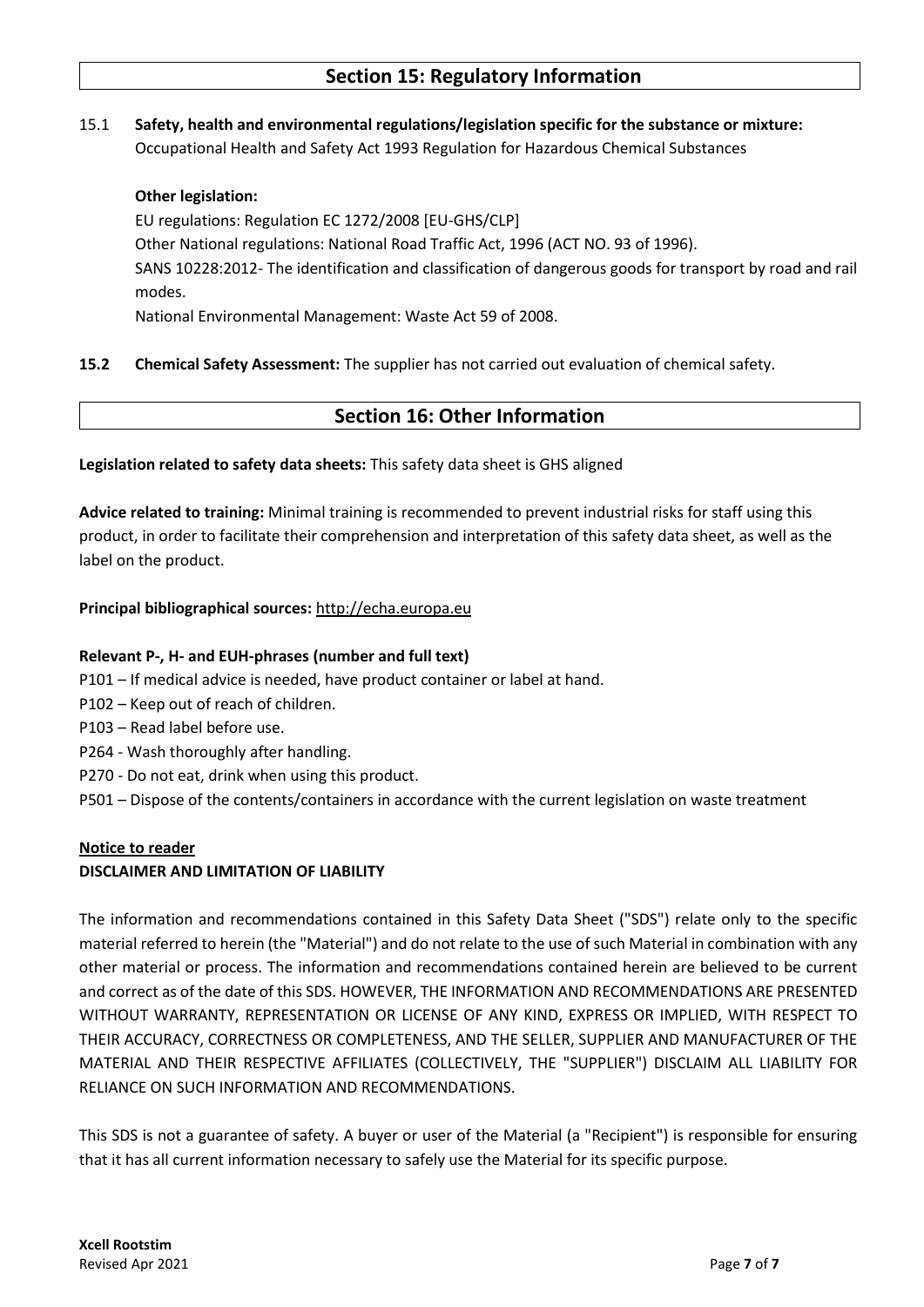## Section 15: Regulatory Information

15.1 **Safety, health and environmental regulations/legislation specific for the substance or mixture:**
Occupational Health and Safety Act 1993 Regulation for Hazardous Chemical Substances

**Other legislation:**
EU regulations: Regulation EC 1272/2008 [EU-GHS/CLP]
Other National regulations: National Road Traffic Act, 1996 (ACT NO. 93 of 1996).
SANS 10228:2012- The identification and classification of dangerous goods for transport by road and rail modes.
National Environmental Management: Waste Act 59 of 2008.

**15.2 Chemical Safety Assessment:** The supplier has not carried out evaluation of chemical safety.

## Section 16: Other Information

**Legislation related to safety data sheets:** This safety data sheet is GHS aligned

**Advice related to training:** Minimal training is recommended to prevent industrial risks for staff using this product, in order to facilitate their comprehension and interpretation of this safety data sheet, as well as the label on the product.

**Principal bibliographical sources:** http://echa.europa.eu

**Relevant P-, H- and EUH-phrases (number and full text)**

P101 – If medical advice is needed, have product container or label at hand.
P102 – Keep out of reach of children.
P103 – Read label before use.
P264 - Wash thoroughly after handling.
P270 - Do not eat, drink when using this product.
P501 – Dispose of the contents/containers in accordance with the current legislation on waste treatment

**Notice to reader**
**DISCLAIMER AND LIMITATION OF LIABILITY**

The information and recommendations contained in this Safety Data Sheet ("SDS") relate only to the specific material referred to herein (the "Material") and do not relate to the use of such Material in combination with any other material or process. The information and recommendations contained herein are believed to be current and correct as of the date of this SDS. HOWEVER, THE INFORMATION AND RECOMMENDATIONS ARE PRESENTED WITHOUT WARRANTY, REPRESENTATION OR LICENSE OF ANY KIND, EXPRESS OR IMPLIED, WITH RESPECT TO THEIR ACCURACY, CORRECTNESS OR COMPLETENESS, AND THE SELLER, SUPPLIER AND MANUFACTURER OF THE MATERIAL AND THEIR RESPECTIVE AFFILIATES (COLLECTIVELY, THE "SUPPLIER") DISCLAIM ALL LIABILITY FOR RELIANCE ON SUCH INFORMATION AND RECOMMENDATIONS.

This SDS is not a guarantee of safety. A buyer or user of the Material (a "Recipient") is responsible for ensuring that it has all current information necessary to safely use the Material for its specific purpose.